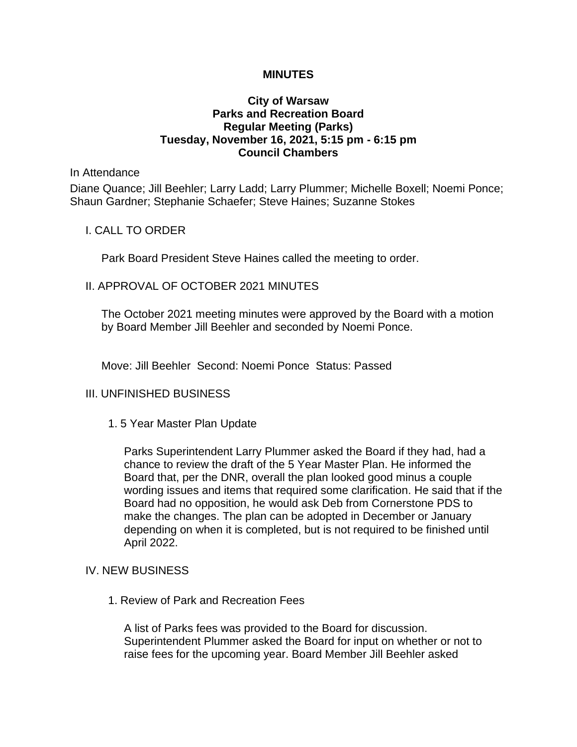**MINUTES**

**City of Warsaw**
**Parks and Recreation Board**
**Regular Meeting (Parks)**
**Tuesday, November 16, 2021, 5:15 pm - 6:15 pm**
**Council Chambers**

In Attendance

Diane Quance; Jill Beehler; Larry Ladd; Larry Plummer; Michelle Boxell; Noemi Ponce; Shaun Gardner; Stephanie Schaefer; Steve Haines; Suzanne Stokes

I. CALL TO ORDER

Park Board President Steve Haines called the meeting to order.

II. APPROVAL OF OCTOBER 2021 MINUTES

The October 2021 meeting minutes were approved by the Board with a motion by Board Member Jill Beehler and seconded by Noemi Ponce.

Move: Jill Beehler Second: Noemi Ponce Status: Passed

III. UNFINISHED BUSINESS

1. 5 Year Master Plan Update

Parks Superintendent Larry Plummer asked the Board if they had, had a chance to review the draft of the 5 Year Master Plan. He informed the Board that, per the DNR, overall the plan looked good minus a couple wording issues and items that required some clarification. He said that if the Board had no opposition, he would ask Deb from Cornerstone PDS to make the changes. The plan can be adopted in December or January depending on when it is completed, but is not required to be finished until April 2022.

IV. NEW BUSINESS

1. Review of Park and Recreation Fees

A list of Parks fees was provided to the Board for discussion. Superintendent Plummer asked the Board for input on whether or not to raise fees for the upcoming year. Board Member Jill Beehler asked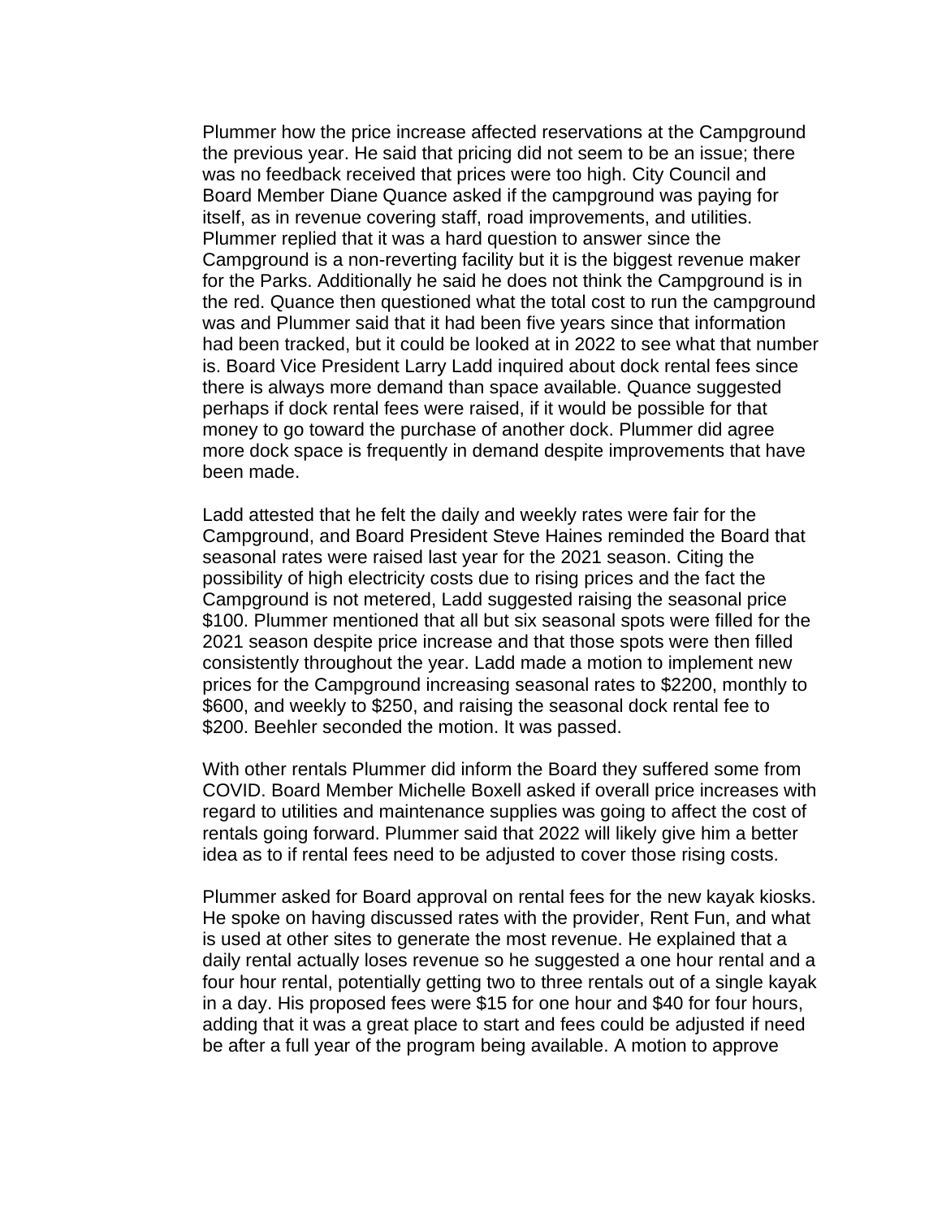Plummer how the price increase affected reservations at the Campground the previous year. He said that pricing did not seem to be an issue; there was no feedback received that prices were too high. City Council and Board Member Diane Quance asked if the campground was paying for itself, as in revenue covering staff, road improvements, and utilities. Plummer replied that it was a hard question to answer since the Campground is a non-reverting facility but it is the biggest revenue maker for the Parks. Additionally he said he does not think the Campground is in the red. Quance then questioned what the total cost to run the campground was and Plummer said that it had been five years since that information had been tracked, but it could be looked at in 2022 to see what that number is. Board Vice President Larry Ladd inquired about dock rental fees since there is always more demand than space available. Quance suggested perhaps if dock rental fees were raised, if it would be possible for that money to go toward the purchase of another dock. Plummer did agree more dock space is frequently in demand despite improvements that have been made.

Ladd attested that he felt the daily and weekly rates were fair for the Campground, and Board President Steve Haines reminded the Board that seasonal rates were raised last year for the 2021 season. Citing the possibility of high electricity costs due to rising prices and the fact the Campground is not metered, Ladd suggested raising the seasonal price $100. Plummer mentioned that all but six seasonal spots were filled for the 2021 season despite price increase and that those spots were then filled consistently throughout the year. Ladd made a motion to implement new prices for the Campground increasing seasonal rates to $2200, monthly to $600, and weekly to $250, and raising the seasonal dock rental fee to $200. Beehler seconded the motion. It was passed.

With other rentals Plummer did inform the Board they suffered some from COVID. Board Member Michelle Boxell asked if overall price increases with regard to utilities and maintenance supplies was going to affect the cost of rentals going forward. Plummer said that 2022 will likely give him a better idea as to if rental fees need to be adjusted to cover those rising costs.

Plummer asked for Board approval on rental fees for the new kayak kiosks. He spoke on having discussed rates with the provider, Rent Fun, and what is used at other sites to generate the most revenue. He explained that a daily rental actually loses revenue so he suggested a one hour rental and a four hour rental, potentially getting two to three rentals out of a single kayak in a day. His proposed fees were $15 for one hour and $40 for four hours, adding that it was a great place to start and fees could be adjusted if need be after a full year of the program being available. A motion to approve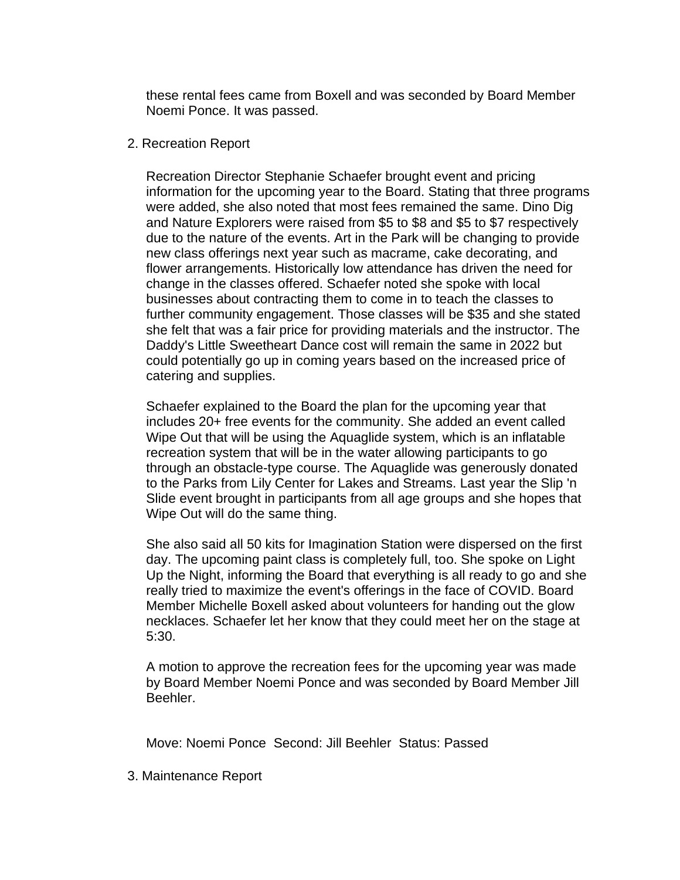these rental fees came from Boxell and was seconded by Board Member Noemi Ponce. It was passed.

2. Recreation Report

   Recreation Director Stephanie Schaefer brought event and pricing information for the upcoming year to the Board. Stating that three programs were added, she also noted that most fees remained the same. Dino Dig and Nature Explorers were raised from $5 to $8 and $5 to $7 respectively due to the nature of the events. Art in the Park will be changing to provide new class offerings next year such as macrame, cake decorating, and flower arrangements. Historically low attendance has driven the need for change in the classes offered. Schaefer noted she spoke with local businesses about contracting them to come in to teach the classes to further community engagement. Those classes will be $35 and she stated she felt that was a fair price for providing materials and the instructor. The Daddy's Little Sweetheart Dance cost will remain the same in 2022 but could potentially go up in coming years based on the increased price of catering and supplies.

   Schaefer explained to the Board the plan for the upcoming year that includes 20+ free events for the community. She added an event called Wipe Out that will be using the Aquaglide system, which is an inflatable recreation system that will be in the water allowing participants to go through an obstacle-type course. The Aquaglide was generously donated to the Parks from Lily Center for Lakes and Streams. Last year the Slip 'n Slide event brought in participants from all age groups and she hopes that Wipe Out will do the same thing.

   She also said all 50 kits for Imagination Station were dispersed on the first day. The upcoming paint class is completely full, too. She spoke on Light Up the Night, informing the Board that everything is all ready to go and she really tried to maximize the event's offerings in the face of COVID. Board Member Michelle Boxell asked about volunteers for handing out the glow necklaces. Schaefer let her know that they could meet her on the stage at 5:30.

   A motion to approve the recreation fees for the upcoming year was made by Board Member Noemi Ponce and was seconded by Board Member Jill Beehler.

   Move: Noemi Ponce  Second: Jill Beehler  Status: Passed

3. Maintenance Report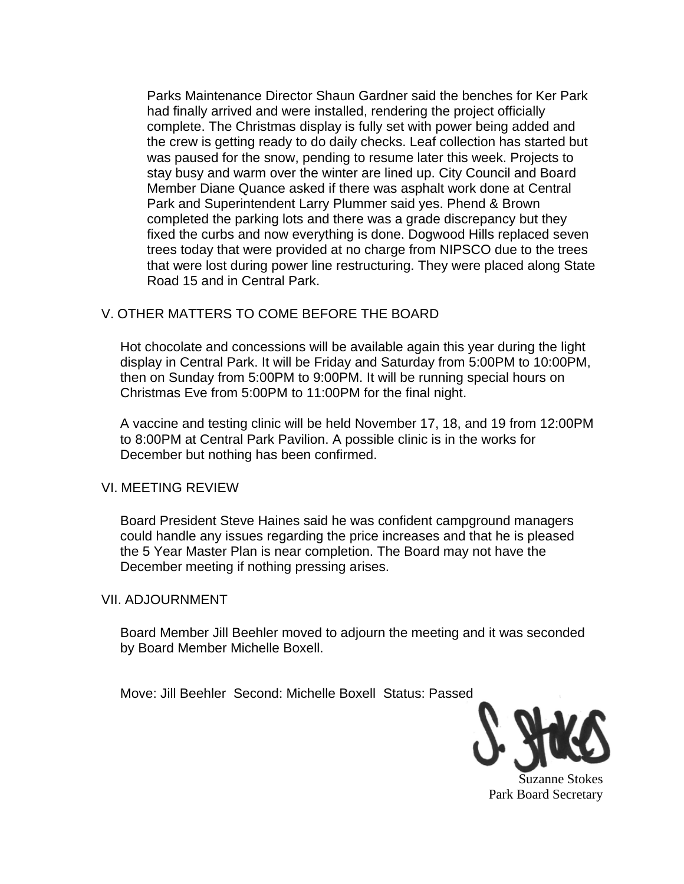Parks Maintenance Director Shaun Gardner said the benches for Ker Park had finally arrived and were installed, rendering the project officially complete. The Christmas display is fully set with power being added and the crew is getting ready to do daily checks. Leaf collection has started but was paused for the snow, pending to resume later this week. Projects to stay busy and warm over the winter are lined up. City Council and Board Member Diane Quance asked if there was asphalt work done at Central Park and Superintendent Larry Plummer said yes. Phend & Brown completed the parking lots and there was a grade discrepancy but they fixed the curbs and now everything is done. Dogwood Hills replaced seven trees today that were provided at no charge from NIPSCO due to the trees that were lost during power line restructuring. They were placed along State Road 15 and in Central Park.

## V. OTHER MATTERS TO COME BEFORE THE BOARD

Hot chocolate and concessions will be available again this year during the light display in Central Park. It will be Friday and Saturday from 5:00PM to 10:00PM, then on Sunday from 5:00PM to 9:00PM. It will be running special hours on Christmas Eve from 5:00PM to 11:00PM for the final night.

A vaccine and testing clinic will be held November 17, 18, and 19 from 12:00PM to 8:00PM at Central Park Pavilion. A possible clinic is in the works for December but nothing has been confirmed.

## VI. MEETING REVIEW

Board President Steve Haines said he was confident campground managers could handle any issues regarding the price increases and that he is pleased the 5 Year Master Plan is near completion. The Board may not have the December meeting if nothing pressing arises.

## VII. ADJOURNMENT

Board Member Jill Beehler moved to adjourn the meeting and it was seconded by Board Member Michelle Boxell.

Move: Jill Beehler Second: Michelle Boxell Status: Passed

S. Stokes

Suzanne Stokes
Park Board Secretary